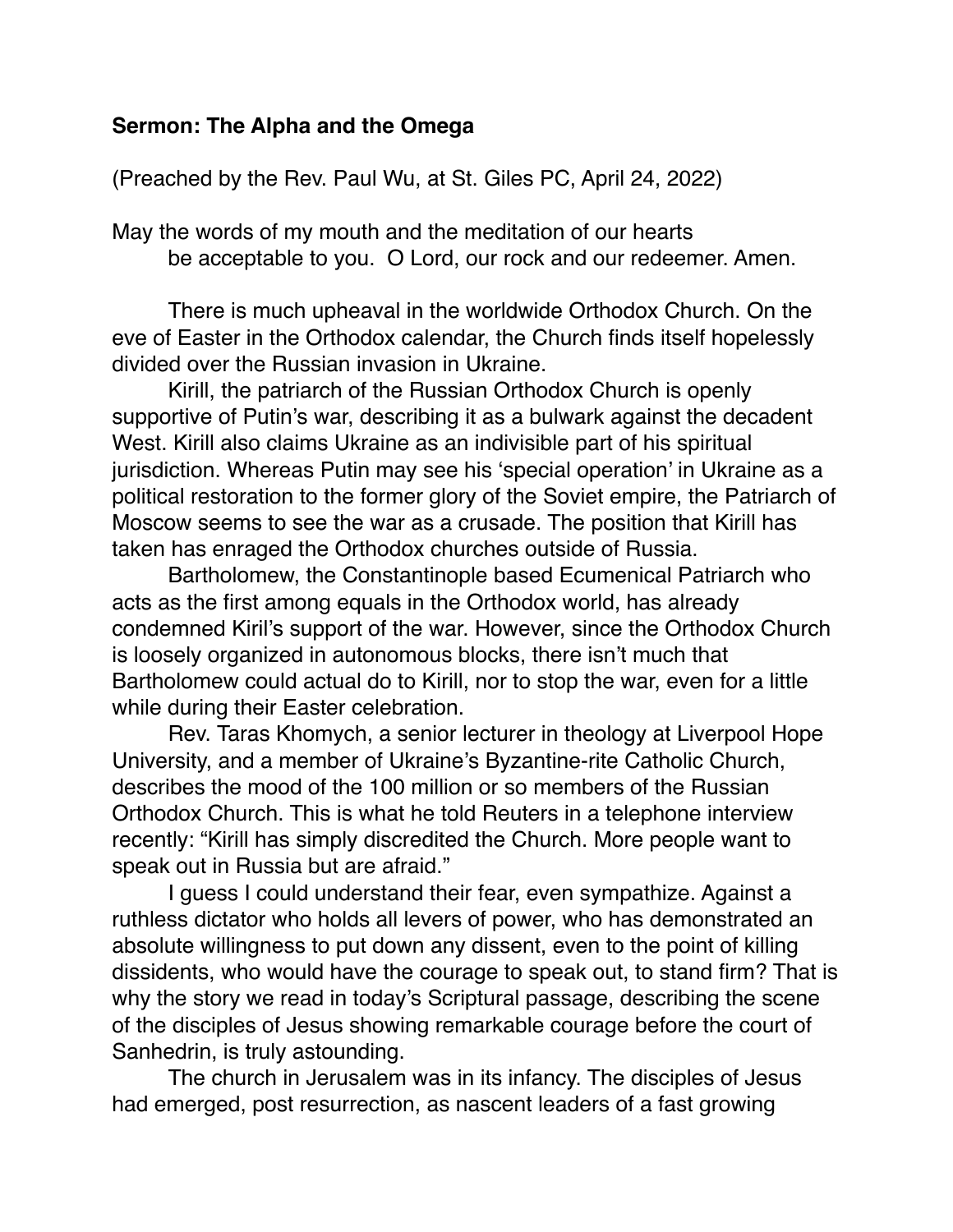**Sermon: The Alpha and the Omega**

(Preached by the Rev. Paul Wu, at St. Giles PC, April 24, 2022)

May the words of my mouth and the meditation of our hearts
be acceptable to you.  O Lord, our rock and our redeemer. Amen.

There is much upheaval in the worldwide Orthodox Church. On the eve of Easter in the Orthodox calendar, the Church finds itself hopelessly divided over the Russian invasion in Ukraine.

Kirill, the patriarch of the Russian Orthodox Church is openly supportive of Putin's war, describing it as a bulwark against the decadent West. Kirill also claims Ukraine as an indivisible part of his spiritual jurisdiction. Whereas Putin may see his 'special operation' in Ukraine as a political restoration to the former glory of the Soviet empire, the Patriarch of Moscow seems to see the war as a crusade. The position that Kirill has taken has enraged the Orthodox churches outside of Russia.

Bartholomew, the Constantinople based Ecumenical Patriarch who acts as the first among equals in the Orthodox world, has already condemned Kiril's support of the war. However, since the Orthodox Church is loosely organized in autonomous blocks, there isn't much that Bartholomew could actual do to Kirill, nor to stop the war, even for a little while during their Easter celebration.

Rev. Taras Khomych, a senior lecturer in theology at Liverpool Hope University, and a member of Ukraine's Byzantine-rite Catholic Church, describes the mood of the 100 million or so members of the Russian Orthodox Church. This is what he told Reuters in a telephone interview recently: "Kirill has simply discredited the Church. More people want to speak out in Russia but are afraid."

I guess I could understand their fear, even sympathize. Against a ruthless dictator who holds all levers of power, who has demonstrated an absolute willingness to put down any dissent, even to the point of killing dissidents, who would have the courage to speak out, to stand firm? That is why the story we read in today's Scriptural passage, describing the scene of the disciples of Jesus showing remarkable courage before the court of Sanhedrin, is truly astounding.

The church in Jerusalem was in its infancy. The disciples of Jesus had emerged, post resurrection, as nascent leaders of a fast growing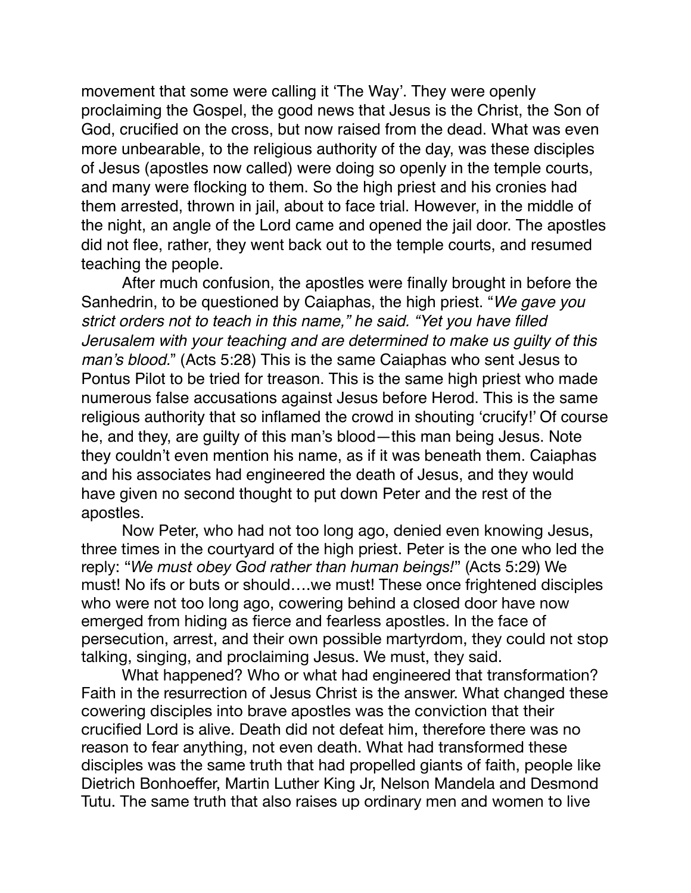movement that some were calling it 'The Way'. They were openly proclaiming the Gospel, the good news that Jesus is the Christ, the Son of God, crucified on the cross, but now raised from the dead. What was even more unbearable, to the religious authority of the day, was these disciples of Jesus (apostles now called) were doing so openly in the temple courts, and many were flocking to them. So the high priest and his cronies had them arrested, thrown in jail, about to face trial. However, in the middle of the night, an angle of the Lord came and opened the jail door. The apostles did not flee, rather, they went back out to the temple courts, and resumed teaching the people.

After much confusion, the apostles were finally brought in before the Sanhedrin, to be questioned by Caiaphas, the high priest. "*We gave you strict orders not to teach in this name," he said. "Yet you have filled Jerusalem with your teaching and are determined to make us guilty of this man's blood.*" (Acts 5:28) This is the same Caiaphas who sent Jesus to Pontus Pilot to be tried for treason. This is the same high priest who made numerous false accusations against Jesus before Herod. This is the same religious authority that so inflamed the crowd in shouting 'crucify!' Of course he, and they, are guilty of this man's blood—this man being Jesus. Note they couldn't even mention his name, as if it was beneath them. Caiaphas and his associates had engineered the death of Jesus, and they would have given no second thought to put down Peter and the rest of the apostles.

Now Peter, who had not too long ago, denied even knowing Jesus, three times in the courtyard of the high priest. Peter is the one who led the reply: "*We must obey God rather than human beings!*" (Acts 5:29) We must! No ifs or buts or should….we must! These once frightened disciples who were not too long ago, cowering behind a closed door have now emerged from hiding as fierce and fearless apostles. In the face of persecution, arrest, and their own possible martyrdom, they could not stop talking, singing, and proclaiming Jesus. We must, they said.

What happened? Who or what had engineered that transformation? Faith in the resurrection of Jesus Christ is the answer. What changed these cowering disciples into brave apostles was the conviction that their crucified Lord is alive. Death did not defeat him, therefore there was no reason to fear anything, not even death. What had transformed these disciples was the same truth that had propelled giants of faith, people like Dietrich Bonhoeffer, Martin Luther King Jr, Nelson Mandela and Desmond Tutu. The same truth that also raises up ordinary men and women to live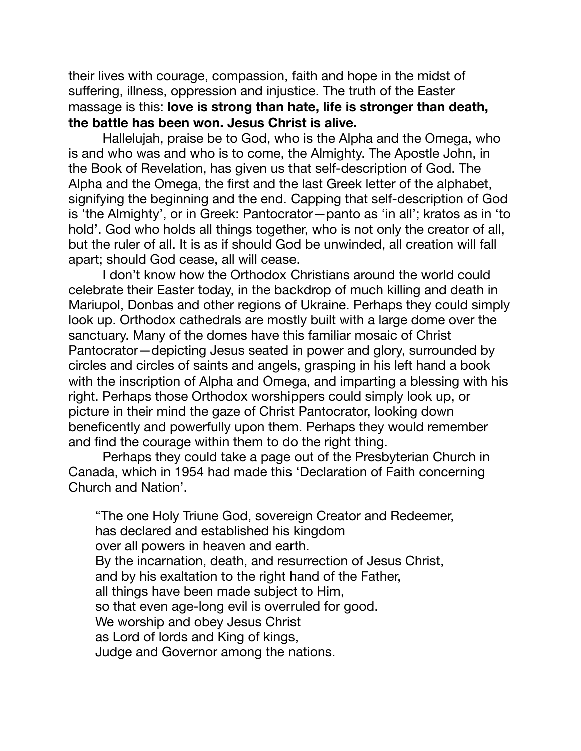their lives with courage, compassion, faith and hope in the midst of suffering, illness, oppression and injustice. The truth of the Easter massage is this: **love is strong than hate, life is stronger than death, the battle has been won. Jesus Christ is alive.**

Hallelujah, praise be to God, who is the Alpha and the Omega, who is and who was and who is to come, the Almighty. The Apostle John, in the Book of Revelation, has given us that self-description of God. The Alpha and the Omega, the first and the last Greek letter of the alphabet, signifying the beginning and the end. Capping that self-description of God is 'the Almighty', or in Greek: Pantocrator—panto as 'in all'; kratos as in 'to hold'. God who holds all things together, who is not only the creator of all, but the ruler of all. It is as if should God be unwinded, all creation will fall apart; should God cease, all will cease.

I don't know how the Orthodox Christians around the world could celebrate their Easter today, in the backdrop of much killing and death in Mariupol, Donbas and other regions of Ukraine. Perhaps they could simply look up. Orthodox cathedrals are mostly built with a large dome over the sanctuary. Many of the domes have this familiar mosaic of Christ Pantocrator—depicting Jesus seated in power and glory, surrounded by circles and circles of saints and angels, grasping in his left hand a book with the inscription of Alpha and Omega, and imparting a blessing with his right. Perhaps those Orthodox worshippers could simply look up, or picture in their mind the gaze of Christ Pantocrator, looking down beneficently and powerfully upon them. Perhaps they would remember and find the courage within them to do the right thing.

Perhaps they could take a page out of the Presbyterian Church in Canada, which in 1954 had made this 'Declaration of Faith concerning Church and Nation'.

> "The one Holy Triune God, sovereign Creator and Redeemer,  
> has declared and established his kingdom  
> over all powers in heaven and earth.  
> By the incarnation, death, and resurrection of Jesus Christ,  
> and by his exaltation to the right hand of the Father,  
> all things have been made subject to Him,  
> so that even age-long evil is overruled for good.  
> We worship and obey Jesus Christ  
> as Lord of lords and King of kings,  
> Judge and Governor among the nations.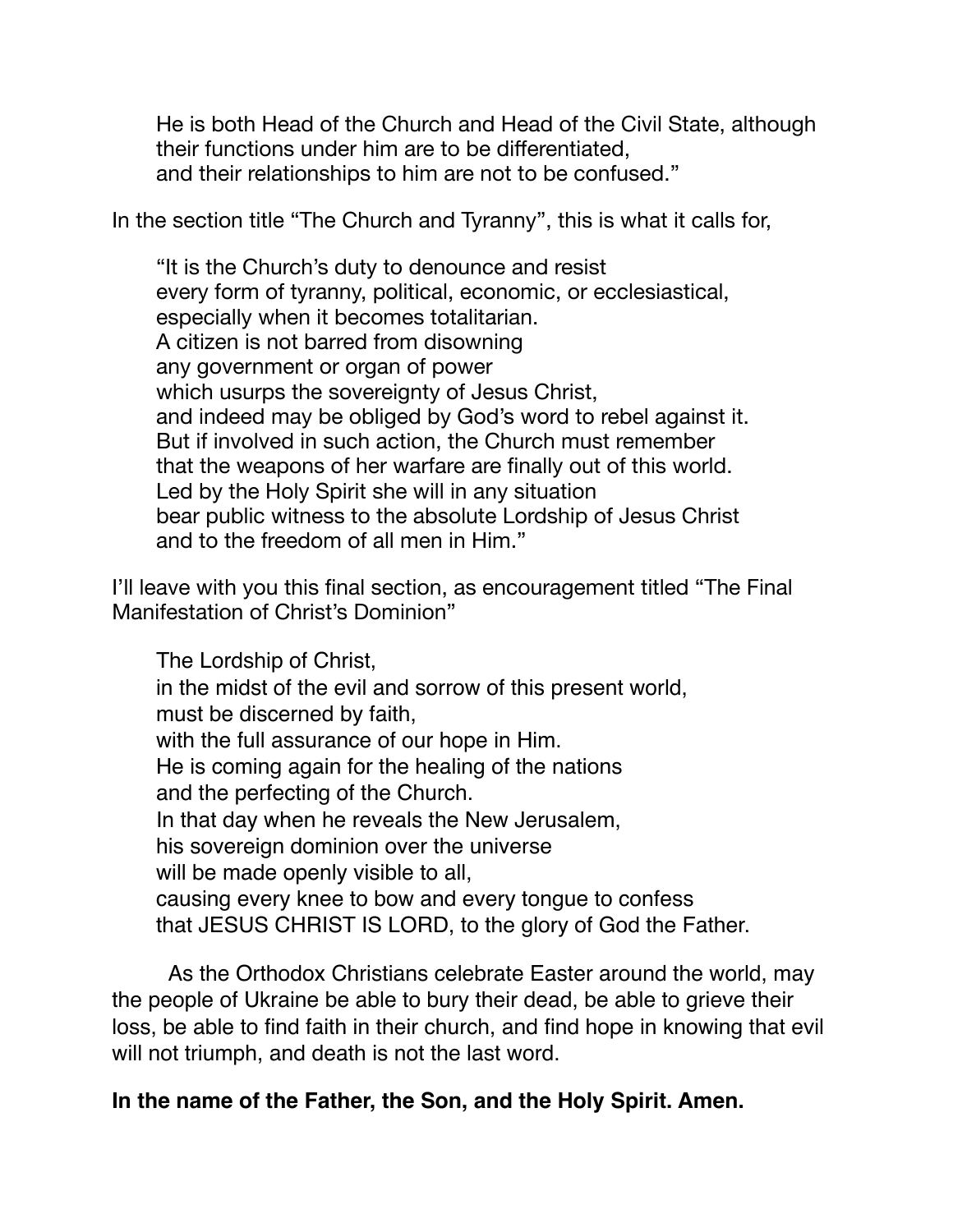> He is both Head of the Church and Head of the Civil State, although
> their functions under him are to be differentiated,
> and their relationships to him are not to be confused."

In the section title "The Church and Tyranny", this is what it calls for,

> "It is the Church's duty to denounce and resist
> every form of tyranny, political, economic, or ecclesiastical,
> especially when it becomes totalitarian.
> A citizen is not barred from disowning
> any government or organ of power
> which usurps the sovereignty of Jesus Christ,
> and indeed may be obliged by God's word to rebel against it.
> But if involved in such action, the Church must remember
> that the weapons of her warfare are finally out of this world.
> Led by the Holy Spirit she will in any situation
> bear public witness to the absolute Lordship of Jesus Christ
> and to the freedom of all men in Him."

I'll leave with you this final section, as encouragement titled "The Final Manifestation of Christ's Dominion"

> The Lordship of Christ,
> in the midst of the evil and sorrow of this present world,
> must be discerned by faith,
> with the full assurance of our hope in Him.
> He is coming again for the healing of the nations
> and the perfecting of the Church.
> In that day when he reveals the New Jerusalem,
> his sovereign dominion over the universe
> will be made openly visible to all,
> causing every knee to bow and every tongue to confess
> that JESUS CHRIST IS LORD, to the glory of God the Father.

As the Orthodox Christians celebrate Easter around the world, may the people of Ukraine be able to bury their dead, be able to grieve their loss, be able to find faith in their church, and find hope in knowing that evil will not triumph, and death is not the last word.

**In the name of the Father, the Son, and the Holy Spirit. Amen.**